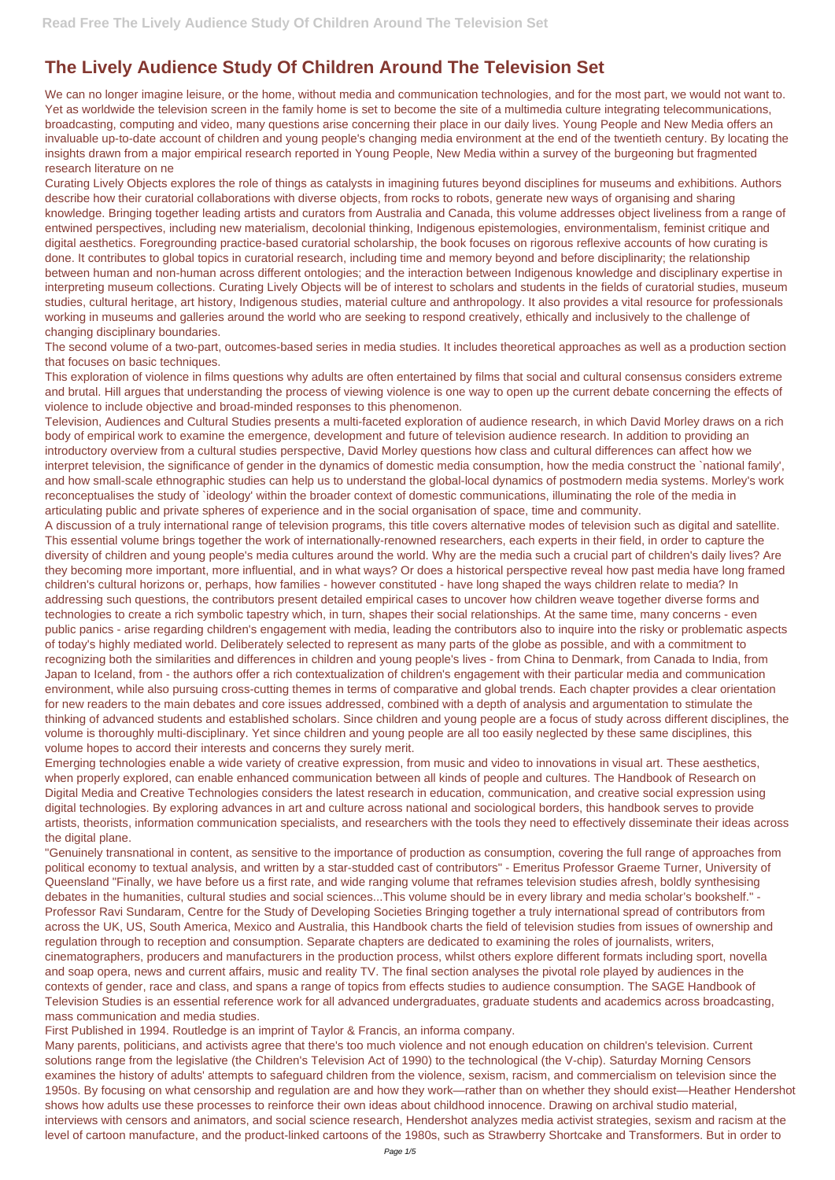# The Lively Audience Study Of Children Around The Television Set

We can no longer imagine leisure, or the home, without media and communication technologies, and for the most part, we would not want to. Yet as worldwide the television screen in the family home is set to become the site of a multimedia culture integrating telecommunications, broadcasting, computing and video, many questions arise concerning their place in our daily lives. Young People and New Media offers an invaluable up-to-date account of children and young people's changing media environment at the end of the twentieth century. By locating the insights drawn from a major empirical research reported in Young People, New Media within a survey of the burgeoning but fragmented research literature on ne

Curating Lively Objects explores the role of things as catalysts in imagining futures beyond disciplines for museums and exhibitions. Authors describe how their curatorial collaborations with diverse objects, from rocks to robots, generate new ways of organising and sharing knowledge. Bringing together leading artists and curators from Australia and Canada, this volume addresses object liveliness from a range of entwined perspectives, including new materialism, decolonial thinking, Indigenous epistemologies, environmentalism, feminist critique and digital aesthetics. Foregrounding practice-based curatorial scholarship, the book focuses on rigorous reflexive accounts of how curating is done. It contributes to global topics in curatorial research, including time and memory beyond and before disciplinarity; the relationship between human and non-human across different ontologies; and the interaction between Indigenous knowledge and disciplinary expertise in interpreting museum collections. Curating Lively Objects will be of interest to scholars and students in the fields of curatorial studies, museum studies, cultural heritage, art history, Indigenous studies, material culture and anthropology. It also provides a vital resource for professionals working in museums and galleries around the world who are seeking to respond creatively, ethically and inclusively to the challenge of changing disciplinary boundaries.

The second volume of a two-part, outcomes-based series in media studies. It includes theoretical approaches as well as a production section that focuses on basic techniques.

This exploration of violence in films questions why adults are often entertained by films that social and cultural consensus considers extreme and brutal. Hill argues that understanding the process of viewing violence is one way to open up the current debate concerning the effects of violence to include objective and broad-minded responses to this phenomenon.

Television, Audiences and Cultural Studies presents a multi-faceted exploration of audience research, in which David Morley draws on a rich body of empirical work to examine the emergence, development and future of television audience research. In addition to providing an introductory overview from a cultural studies perspective, David Morley questions how class and cultural differences can affect how we interpret television, the significance of gender in the dynamics of domestic media consumption, how the media construct the `national family', and how small-scale ethnographic studies can help us to understand the global-local dynamics of postmodern media systems. Morley's work reconceptualises the study of `ideology' within the broader context of domestic communications, illuminating the role of the media in articulating public and private spheres of experience and in the social organisation of space, time and community.

A discussion of a truly international range of television programs, this title covers alternative modes of television such as digital and satellite. This essential volume brings together the work of internationally-renowned researchers, each experts in their field, in order to capture the diversity of children and young people's media cultures around the world. Why are the media such a crucial part of children's daily lives? Are they becoming more important, more influential, and in what ways? Or does a historical perspective reveal how past media have long framed children's cultural horizons or, perhaps, how families - however constituted - have long shaped the ways children relate to media? In addressing such questions, the contributors present detailed empirical cases to uncover how children weave together diverse forms and technologies to create a rich symbolic tapestry which, in turn, shapes their social relationships. At the same time, many concerns - even public panics - arise regarding children's engagement with media, leading the contributors also to inquire into the risky or problematic aspects of today's highly mediated world. Deliberately selected to represent as many parts of the globe as possible, and with a commitment to recognizing both the similarities and differences in children and young people's lives - from China to Denmark, from Canada to India, from Japan to Iceland, from - the authors offer a rich contextualization of children's engagement with their particular media and communication environment, while also pursuing cross-cutting themes in terms of comparative and global trends. Each chapter provides a clear orientation for new readers to the main debates and core issues addressed, combined with a depth of analysis and argumentation to stimulate the thinking of advanced students and established scholars. Since children and young people are a focus of study across different disciplines, the volume is thoroughly multi-disciplinary. Yet since children and young people are all too easily neglected by these same disciplines, this volume hopes to accord their interests and concerns they surely merit.

Emerging technologies enable a wide variety of creative expression, from music and video to innovations in visual art. These aesthetics, when properly explored, can enable enhanced communication between all kinds of people and cultures. The Handbook of Research on Digital Media and Creative Technologies considers the latest research in education, communication, and creative social expression using digital technologies. By exploring advances in art and culture across national and sociological borders, this handbook serves to provide artists, theorists, information communication specialists, and researchers with the tools they need to effectively disseminate their ideas across the digital plane.

"Genuinely transnational in content, as sensitive to the importance of production as consumption, covering the full range of approaches from political economy to textual analysis, and written by a star-studded cast of contributors" - Emeritus Professor Graeme Turner, University of Queensland "Finally, we have before us a first rate, and wide ranging volume that reframes television studies afresh, boldly synthesising debates in the humanities, cultural studies and social sciences...This volume should be in every library and media scholar's bookshelf." - Professor Ravi Sundaram, Centre for the Study of Developing Societies Bringing together a truly international spread of contributors from across the UK, US, South America, Mexico and Australia, this Handbook charts the field of television studies from issues of ownership and regulation through to reception and consumption. Separate chapters are dedicated to examining the roles of journalists, writers, cinematographers, producers and manufacturers in the production process, whilst others explore different formats including sport, novella and soap opera, news and current affairs, music and reality TV. The final section analyses the pivotal role played by audiences in the contexts of gender, race and class, and spans a range of topics from effects studies to audience consumption. The SAGE Handbook of Television Studies is an essential reference work for all advanced undergraduates, graduate students and academics across broadcasting, mass communication and media studies.

First Published in 1994. Routledge is an imprint of Taylor & Francis, an informa company.

Many parents, politicians, and activists agree that there's too much violence and not enough education on children's television. Current solutions range from the legislative (the Children's Television Act of 1990) to the technological (the V-chip). Saturday Morning Censors examines the history of adults' attempts to safeguard children from the violence, sexism, racism, and commercialism on television since the 1950s. By focusing on what censorship and regulation are and how they work—rather than on whether they should exist—Heather Hendershot shows how adults use these processes to reinforce their own ideas about childhood innocence. Drawing on archival studio material, interviews with censors and animators, and social science research, Hendershot analyzes media activist strategies, sexism and racism at the level of cartoon manufacture, and the product-linked cartoons of the 1980s, such as Strawberry Shortcake and Transformers. But in order to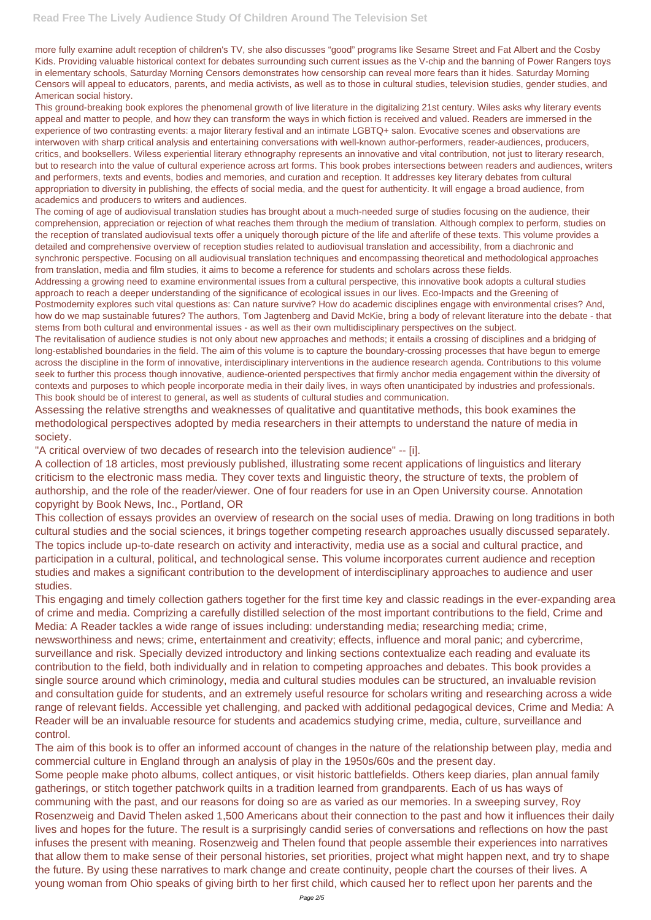more fully examine adult reception of children's TV, she also discusses "good" programs like Sesame Street and Fat Albert and the Cosby Kids. Providing valuable historical context for debates surrounding such current issues as the V-chip and the banning of Power Rangers toys in elementary schools, Saturday Morning Censors demonstrates how censorship can reveal more fears than it hides. Saturday Morning Censors will appeal to educators, parents, and media activists, as well as to those in cultural studies, television studies, gender studies, and American social history.

This ground-breaking book explores the phenomenal growth of live literature in the digitalizing 21st century. Wiles asks why literary events appeal and matter to people, and how they can transform the ways in which fiction is received and valued. Readers are immersed in the experience of two contrasting events: a major literary festival and an intimate LGBTQ+ salon. Evocative scenes and observations are interwoven with sharp critical analysis and entertaining conversations with well-known author-performers, reader-audiences, producers, critics, and booksellers. Wiless experiential literary ethnography represents an innovative and vital contribution, not just to literary research, but to research into the value of cultural experience across art forms. This book probes intersections between readers and audiences, writers and performers, texts and events, bodies and memories, and curation and reception. It addresses key literary debates from cultural appropriation to diversity in publishing, the effects of social media, and the quest for authenticity. It will engage a broad audience, from academics and producers to writers and audiences.

The coming of age of audiovisual translation studies has brought about a much-needed surge of studies focusing on the audience, their comprehension, appreciation or rejection of what reaches them through the medium of translation. Although complex to perform, studies on the reception of translated audiovisual texts offer a uniquely thorough picture of the life and afterlife of these texts. This volume provides a detailed and comprehensive overview of reception studies related to audiovisual translation and accessibility, from a diachronic and synchronic perspective. Focusing on all audiovisual translation techniques and encompassing theoretical and methodological approaches from translation, media and film studies, it aims to become a reference for students and scholars across these fields.

Addressing a growing need to examine environmental issues from a cultural perspective, this innovative book adopts a cultural studies approach to reach a deeper understanding of the significance of ecological issues in our lives. Eco-Impacts and the Greening of Postmodernity explores such vital questions as: Can nature survive? How do academic disciplines engage with environmental crises? And, how do we map sustainable futures? The authors, Tom Jagtenberg and David McKie, bring a body of relevant literature into the debate - that stems from both cultural and environmental issues - as well as their own multidisciplinary perspectives on the subject.

The revitalisation of audience studies is not only about new approaches and methods; it entails a crossing of disciplines and a bridging of long-established boundaries in the field. The aim of this volume is to capture the boundary-crossing processes that have begun to emerge across the discipline in the form of innovative, interdisciplinary interventions in the audience research agenda. Contributions to this volume seek to further this process though innovative, audience-oriented perspectives that firmly anchor media engagement within the diversity of contexts and purposes to which people incorporate media in their daily lives, in ways often unanticipated by industries and professionals. This book should be of interest to general, as well as students of cultural studies and communication.

Assessing the relative strengths and weaknesses of qualitative and quantitative methods, this book examines the methodological perspectives adopted by media researchers in their attempts to understand the nature of media in society.

"A critical overview of two decades of research into the television audience" -- [i].

A collection of 18 articles, most previously published, illustrating some recent applications of linguistics and literary criticism to the electronic mass media. They cover texts and linguistic theory, the structure of texts, the problem of authorship, and the role of the reader/viewer. One of four readers for use in an Open University course. Annotation copyright by Book News, Inc., Portland, OR

This collection of essays provides an overview of research on the social uses of media. Drawing on long traditions in both cultural studies and the social sciences, it brings together competing research approaches usually discussed separately. The topics include up-to-date research on activity and interactivity, media use as a social and cultural practice, and participation in a cultural, political, and technological sense. This volume incorporates current audience and reception studies and makes a significant contribution to the development of interdisciplinary approaches to audience and user studies.

This engaging and timely collection gathers together for the first time key and classic readings in the ever-expanding area of crime and media. Comprizing a carefully distilled selection of the most important contributions to the field, Crime and Media: A Reader tackles a wide range of issues including: understanding media; researching media; crime, newsworthiness and news; crime, entertainment and creativity; effects, influence and moral panic; and cybercrime, surveillance and risk. Specially devized introductory and linking sections contextualize each reading and evaluate its contribution to the field, both individually and in relation to competing approaches and debates. This book provides a single source around which criminology, media and cultural studies modules can be structured, an invaluable revision and consultation guide for students, and an extremely useful resource for scholars writing and researching across a wide range of relevant fields. Accessible yet challenging, and packed with additional pedagogical devices, Crime and Media: A Reader will be an invaluable resource for students and academics studying crime, media, culture, surveillance and control.

The aim of this book is to offer an informed account of changes in the nature of the relationship between play, media and commercial culture in England through an analysis of play in the 1950s/60s and the present day.

Some people make photo albums, collect antiques, or visit historic battlefields. Others keep diaries, plan annual family gatherings, or stitch together patchwork quilts in a tradition learned from grandparents. Each of us has ways of communing with the past, and our reasons for doing so are as varied as our memories. In a sweeping survey, Roy Rosenzweig and David Thelen asked 1,500 Americans about their connection to the past and how it influences their daily lives and hopes for the future. The result is a surprisingly candid series of conversations and reflections on how the past infuses the present with meaning. Rosenzweig and Thelen found that people assemble their experiences into narratives that allow them to make sense of their personal histories, set priorities, project what might happen next, and try to shape the future. By using these narratives to mark change and create continuity, people chart the courses of their lives. A young woman from Ohio speaks of giving birth to her first child, which caused her to reflect upon her parents and the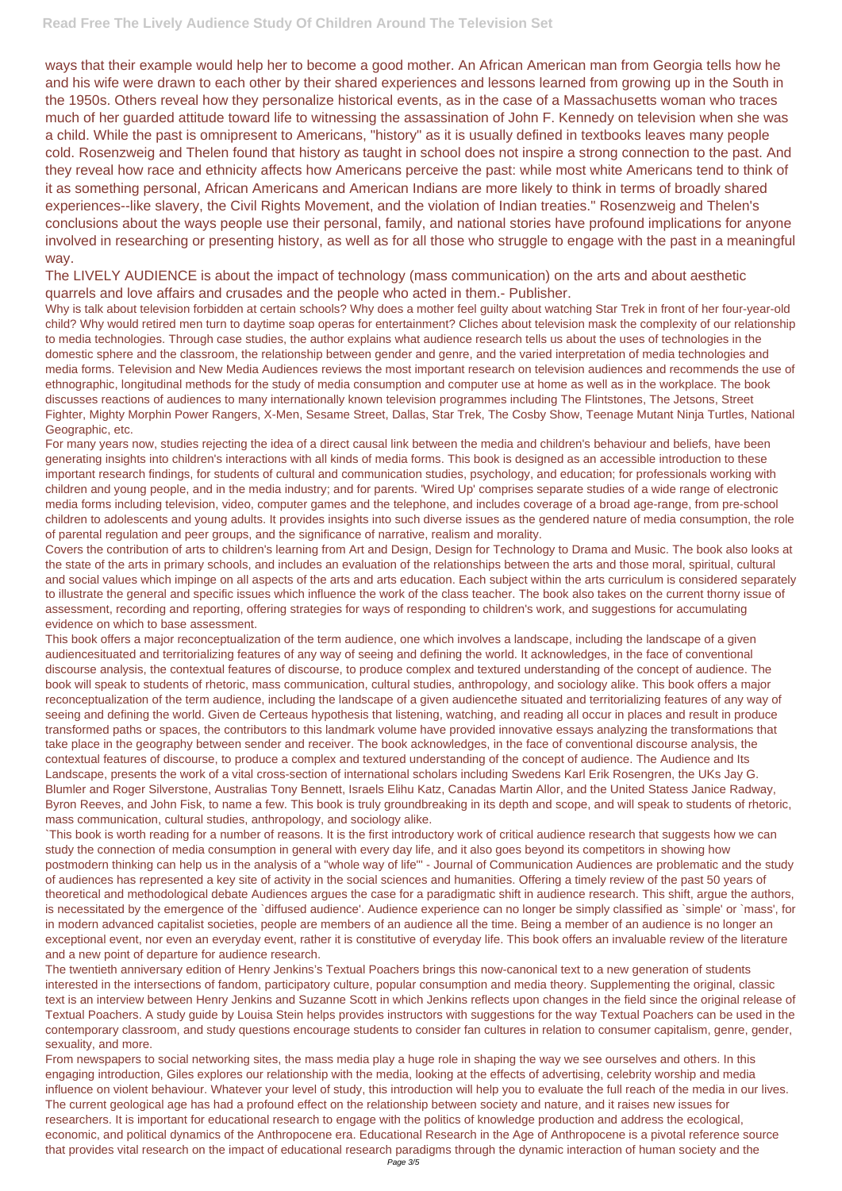ways that their example would help her to become a good mother. An African American man from Georgia tells how he and his wife were drawn to each other by their shared experiences and lessons learned from growing up in the South in the 1950s. Others reveal how they personalize historical events, as in the case of a Massachusetts woman who traces much of her guarded attitude toward life to witnessing the assassination of John F. Kennedy on television when she was a child. While the past is omnipresent to Americans, "history" as it is usually defined in textbooks leaves many people cold. Rosenzweig and Thelen found that history as taught in school does not inspire a strong connection to the past. And they reveal how race and ethnicity affects how Americans perceive the past: while most white Americans tend to think of it as something personal, African Americans and American Indians are more likely to think in terms of broadly shared experiences--like slavery, the Civil Rights Movement, and the violation of Indian treaties." Rosenzweig and Thelen's conclusions about the ways people use their personal, family, and national stories have profound implications for anyone involved in researching or presenting history, as well as for all those who struggle to engage with the past in a meaningful way.

The LIVELY AUDIENCE is about the impact of technology (mass communication) on the arts and about aesthetic quarrels and love affairs and crusades and the people who acted in them.- Publisher.

Why is talk about television forbidden at certain schools? Why does a mother feel guilty about watching Star Trek in front of her four-year-old child? Why would retired men turn to daytime soap operas for entertainment? Cliches about television mask the complexity of our relationship to media technologies. Through case studies, the author explains what audience research tells us about the uses of technologies in the domestic sphere and the classroom, the relationship between gender and genre, and the varied interpretation of media technologies and media forms. Television and New Media Audiences reviews the most important research on television audiences and recommends the use of ethnographic, longitudinal methods for the study of media consumption and computer use at home as well as in the workplace. The book discusses reactions of audiences to many internationally known television programmes including The Flintstones, The Jetsons, Street Fighter, Mighty Morphin Power Rangers, X-Men, Sesame Street, Dallas, Star Trek, The Cosby Show, Teenage Mutant Ninja Turtles, National Geographic, etc.

For many years now, studies rejecting the idea of a direct causal link between the media and children's behaviour and beliefs, have been generating insights into children's interactions with all kinds of media forms. This book is designed as an accessible introduction to these important research findings, for students of cultural and communication studies, psychology, and education; for professionals working with children and young people, and in the media industry; and for parents. 'Wired Up' comprises separate studies of a wide range of electronic media forms including television, video, computer games and the telephone, and includes coverage of a broad age-range, from pre-school children to adolescents and young adults. It provides insights into such diverse issues as the gendered nature of media consumption, the role of parental regulation and peer groups, and the significance of narrative, realism and morality.

Covers the contribution of arts to children's learning from Art and Design, Design for Technology to Drama and Music. The book also looks at the state of the arts in primary schools, and includes an evaluation of the relationships between the arts and those moral, spiritual, cultural and social values which impinge on all aspects of the arts and arts education. Each subject within the arts curriculum is considered separately to illustrate the general and specific issues which influence the work of the class teacher. The book also takes on the current thorny issue of assessment, recording and reporting, offering strategies for ways of responding to children's work, and suggestions for accumulating evidence on which to base assessment.

This book offers a major reconceptualization of the term audience, one which involves a landscape, including the landscape of a given audiencesituated and territorializing features of any way of seeing and defining the world. It acknowledges, in the face of conventional discourse analysis, the contextual features of discourse, to produce complex and textured understanding of the concept of audience. The book will speak to students of rhetoric, mass communication, cultural studies, anthropology, and sociology alike. This book offers a major reconceptualization of the term audience, including the landscape of a given audiencethe situated and territorializing features of any way of seeing and defining the world. Given de Certeaus hypothesis that listening, watching, and reading all occur in places and result in produce transformed paths or spaces, the contributors to this landmark volume have provided innovative essays analyzing the transformations that take place in the geography between sender and receiver. The book acknowledges, in the face of conventional discourse analysis, the contextual features of discourse, to produce a complex and textured understanding of the concept of audience. The Audience and Its Landscape, presents the work of a vital cross-section of international scholars including Swedens Karl Erik Rosengren, the UKs Jay G. Blumler and Roger Silverstone, Australias Tony Bennett, Israels Elihu Katz, Canadas Martin Allor, and the United Statess Janice Radway, Byron Reeves, and John Fisk, to name a few. This book is truly groundbreaking in its depth and scope, and will speak to students of rhetoric, mass communication, cultural studies, anthropology, and sociology alike.

`This book is worth reading for a number of reasons. It is the first introductory work of critical audience research that suggests how we can study the connection of media consumption in general with every day life, and it also goes beyond its competitors in showing how postmodern thinking can help us in the analysis of a "whole way of life"' - Journal of Communication Audiences are problematic and the study of audiences has represented a key site of activity in the social sciences and humanities. Offering a timely review of the past 50 years of theoretical and methodological debate Audiences argues the case for a paradigmatic shift in audience research. This shift, argue the authors, is necessitated by the emergence of the `diffused audience'. Audience experience can no longer be simply classified as `simple' or `mass', for in modern advanced capitalist societies, people are members of an audience all the time. Being a member of an audience is no longer an exceptional event, nor even an everyday event, rather it is constitutive of everyday life. This book offers an invaluable review of the literature and a new point of departure for audience research.

The twentieth anniversary edition of Henry Jenkins's Textual Poachers brings this now-canonical text to a new generation of students interested in the intersections of fandom, participatory culture, popular consumption and media theory. Supplementing the original, classic text is an interview between Henry Jenkins and Suzanne Scott in which Jenkins reflects upon changes in the field since the original release of Textual Poachers. A study guide by Louisa Stein helps provides instructors with suggestions for the way Textual Poachers can be used in the contemporary classroom, and study questions encourage students to consider fan cultures in relation to consumer capitalism, genre, gender, sexuality, and more.

From newspapers to social networking sites, the mass media play a huge role in shaping the way we see ourselves and others. In this engaging introduction, Giles explores our relationship with the media, looking at the effects of advertising, celebrity worship and media influence on violent behaviour. Whatever your level of study, this introduction will help you to evaluate the full reach of the media in our lives.

The current geological age has had a profound effect on the relationship between society and nature, and it raises new issues for researchers. It is important for educational research to engage with the politics of knowledge production and address the ecological, economic, and political dynamics of the Anthropocene era. Educational Research in the Age of Anthropocene is a pivotal reference source that provides vital research on the impact of educational research paradigms through the dynamic interaction of human society and the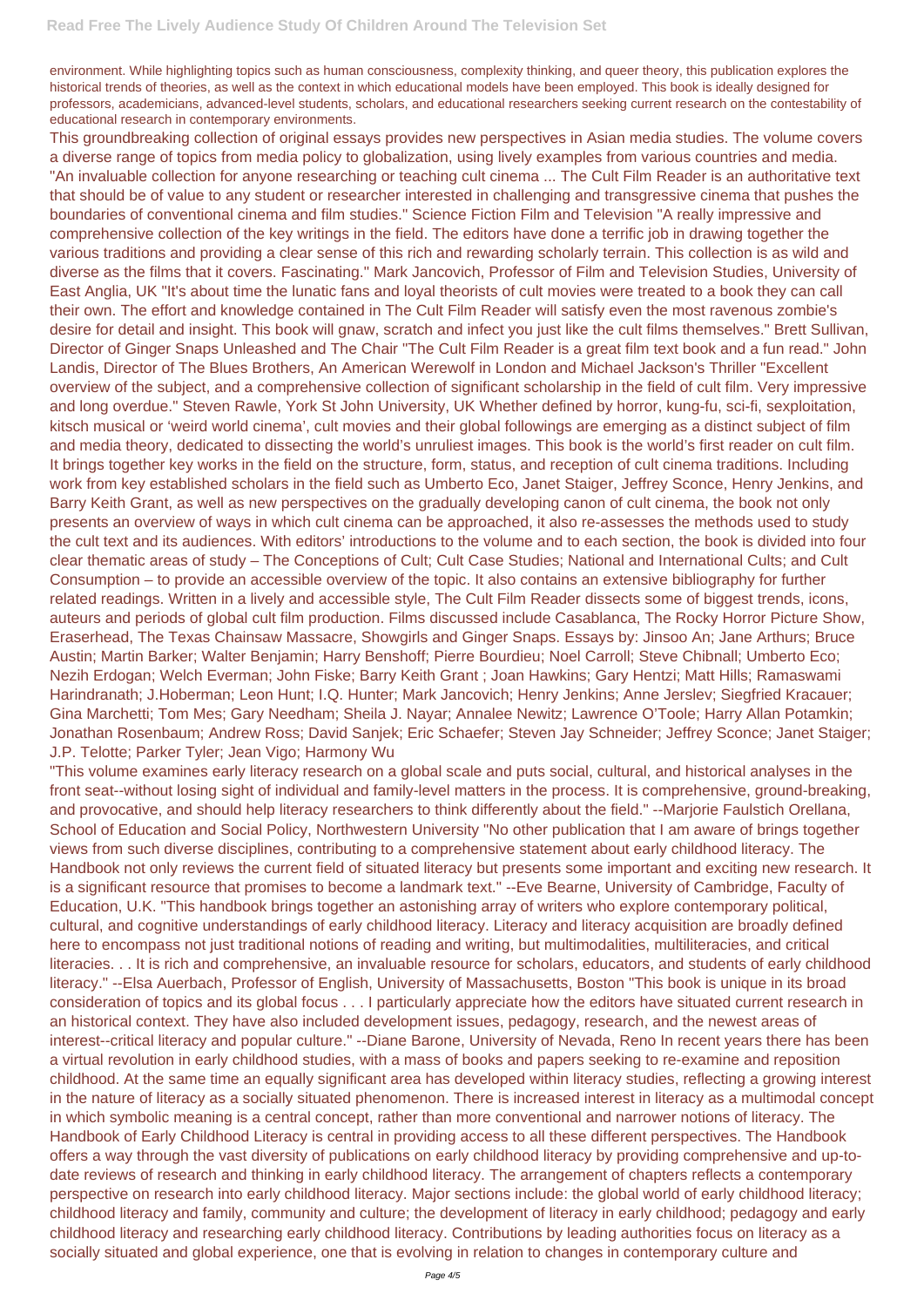environment. While highlighting topics such as human consciousness, complexity thinking, and queer theory, this publication explores the historical trends of theories, as well as the context in which educational models have been employed. This book is ideally designed for professors, academicians, advanced-level students, scholars, and educational researchers seeking current research on the contestability of educational research in contemporary environments.

This groundbreaking collection of original essays provides new perspectives in Asian media studies. The volume covers a diverse range of topics from media policy to globalization, using lively examples from various countries and media. "An invaluable collection for anyone researching or teaching cult cinema ... The Cult Film Reader is an authoritative text that should be of value to any student or researcher interested in challenging and transgressive cinema that pushes the boundaries of conventional cinema and film studies." Science Fiction Film and Television "A really impressive and comprehensive collection of the key writings in the field. The editors have done a terrific job in drawing together the various traditions and providing a clear sense of this rich and rewarding scholarly terrain. This collection is as wild and diverse as the films that it covers. Fascinating." Mark Jancovich, Professor of Film and Television Studies, University of East Anglia, UK "It's about time the lunatic fans and loyal theorists of cult movies were treated to a book they can call their own. The effort and knowledge contained in The Cult Film Reader will satisfy even the most ravenous zombie's desire for detail and insight. This book will gnaw, scratch and infect you just like the cult films themselves." Brett Sullivan, Director of Ginger Snaps Unleashed and The Chair "The Cult Film Reader is a great film text book and a fun read." John Landis, Director of The Blues Brothers, An American Werewolf in London and Michael Jackson's Thriller "Excellent overview of the subject, and a comprehensive collection of significant scholarship in the field of cult film. Very impressive and long overdue." Steven Rawle, York St John University, UK Whether defined by horror, kung-fu, sci-fi, sexploitation, kitsch musical or 'weird world cinema', cult movies and their global followings are emerging as a distinct subject of film and media theory, dedicated to dissecting the world's unruliest images. This book is the world's first reader on cult film. It brings together key works in the field on the structure, form, status, and reception of cult cinema traditions. Including work from key established scholars in the field such as Umberto Eco, Janet Staiger, Jeffrey Sconce, Henry Jenkins, and Barry Keith Grant, as well as new perspectives on the gradually developing canon of cult cinema, the book not only presents an overview of ways in which cult cinema can be approached, it also re-assesses the methods used to study the cult text and its audiences. With editors' introductions to the volume and to each section, the book is divided into four clear thematic areas of study – The Conceptions of Cult; Cult Case Studies; National and International Cults; and Cult Consumption – to provide an accessible overview of the topic. It also contains an extensive bibliography for further related readings. Written in a lively and accessible style, The Cult Film Reader dissects some of biggest trends, icons, auteurs and periods of global cult film production. Films discussed include Casablanca, The Rocky Horror Picture Show, Eraserhead, The Texas Chainsaw Massacre, Showgirls and Ginger Snaps. Essays by: Jinsoo An; Jane Arthurs; Bruce Austin; Martin Barker; Walter Benjamin; Harry Benshoff; Pierre Bourdieu; Noel Carroll; Steve Chibnall; Umberto Eco; Nezih Erdogan; Welch Everman; John Fiske; Barry Keith Grant ; Joan Hawkins; Gary Hentzi; Matt Hills; Ramaswami Harindranath; J.Hoberman; Leon Hunt; I.Q. Hunter; Mark Jancovich; Henry Jenkins; Anne Jerslev; Siegfried Kracauer; Gina Marchetti; Tom Mes; Gary Needham; Sheila J. Nayar; Annalee Newitz; Lawrence O'Toole; Harry Allan Potamkin; Jonathan Rosenbaum; Andrew Ross; David Sanjek; Eric Schaefer; Steven Jay Schneider; Jeffrey Sconce; Janet Staiger; J.P. Telotte; Parker Tyler; Jean Vigo; Harmony Wu

"This volume examines early literacy research on a global scale and puts social, cultural, and historical analyses in the front seat--without losing sight of individual and family-level matters in the process. It is comprehensive, ground-breaking, and provocative, and should help literacy researchers to think differently about the field." --Marjorie Faulstich Orellana, School of Education and Social Policy, Northwestern University "No other publication that I am aware of brings together views from such diverse disciplines, contributing to a comprehensive statement about early childhood literacy. The Handbook not only reviews the current field of situated literacy but presents some important and exciting new research. It is a significant resource that promises to become a landmark text." --Eve Bearne, University of Cambridge, Faculty of Education, U.K. "This handbook brings together an astonishing array of writers who explore contemporary political, cultural, and cognitive understandings of early childhood literacy. Literacy and literacy acquisition are broadly defined here to encompass not just traditional notions of reading and writing, but multimodalities, multiliteracies, and critical literacies. . . It is rich and comprehensive, an invaluable resource for scholars, educators, and students of early childhood literacy." --Elsa Auerbach, Professor of English, University of Massachusetts, Boston "This book is unique in its broad consideration of topics and its global focus . . . I particularly appreciate how the editors have situated current research in an historical context. They have also included development issues, pedagogy, research, and the newest areas of interest--critical literacy and popular culture." --Diane Barone, University of Nevada, Reno In recent years there has been a virtual revolution in early childhood studies, with a mass of books and papers seeking to re-examine and reposition childhood. At the same time an equally significant area has developed within literacy studies, reflecting a growing interest in the nature of literacy as a socially situated phenomenon. There is increased interest in literacy as a multimodal concept in which symbolic meaning is a central concept, rather than more conventional and narrower notions of literacy. The Handbook of Early Childhood Literacy is central in providing access to all these different perspectives. The Handbook offers a way through the vast diversity of publications on early childhood literacy by providing comprehensive and up-to-date reviews of research and thinking in early childhood literacy. The arrangement of chapters reflects a contemporary perspective on research into early childhood literacy. Major sections include: the global world of early childhood literacy; childhood literacy and family, community and culture; the development of literacy in early childhood; pedagogy and early childhood literacy and researching early childhood literacy. Contributions by leading authorities focus on literacy as a socially situated and global experience, one that is evolving in relation to changes in contemporary culture and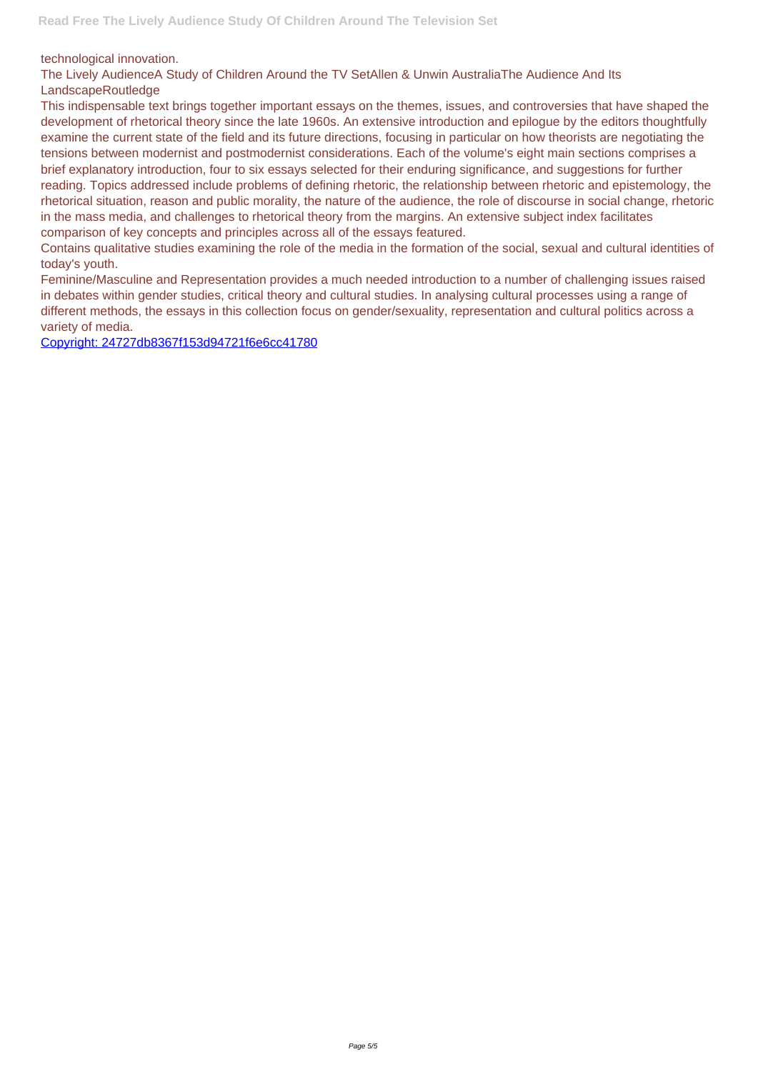technological innovation.

The Lively AudienceA Study of Children Around the TV SetAllen & Unwin AustraliaThe Audience And Its LandscapeRoutledge

This indispensable text brings together important essays on the themes, issues, and controversies that have shaped the development of rhetorical theory since the late 1960s. An extensive introduction and epilogue by the editors thoughtfully examine the current state of the field and its future directions, focusing in particular on how theorists are negotiating the tensions between modernist and postmodernist considerations. Each of the volume's eight main sections comprises a brief explanatory introduction, four to six essays selected for their enduring significance, and suggestions for further reading. Topics addressed include problems of defining rhetoric, the relationship between rhetoric and epistemology, the rhetorical situation, reason and public morality, the nature of the audience, the role of discourse in social change, rhetoric in the mass media, and challenges to rhetorical theory from the margins. An extensive subject index facilitates comparison of key concepts and principles across all of the essays featured.

Contains qualitative studies examining the role of the media in the formation of the social, sexual and cultural identities of today's youth.

Feminine/Masculine and Representation provides a much needed introduction to a number of challenging issues raised in debates within gender studies, critical theory and cultural studies. In analysing cultural processes using a range of different methods, the essays in this collection focus on gender/sexuality, representation and cultural politics across a variety of media.

Copyright: 24727db8367f153d94721f6e6cc41780